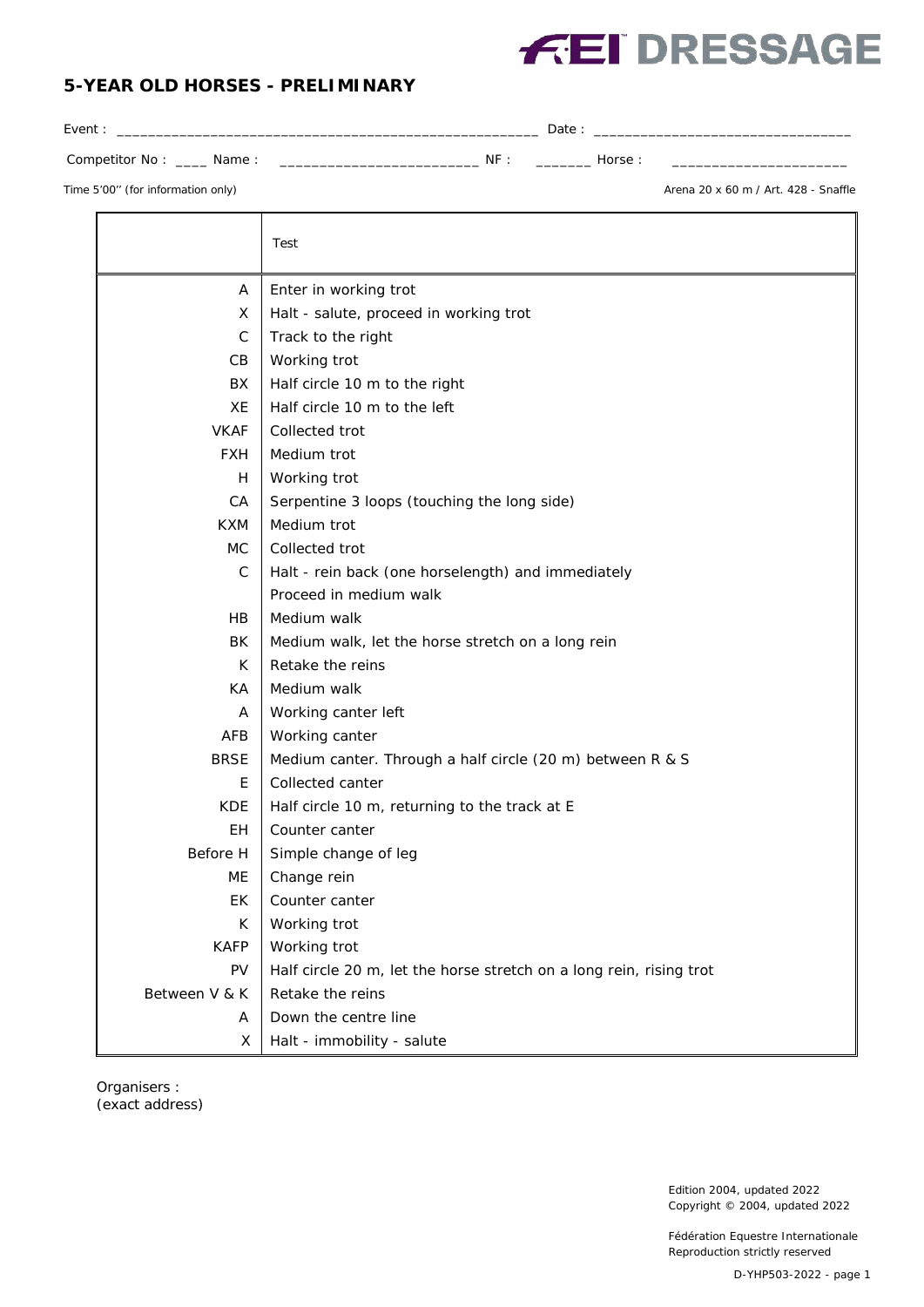FEI DRESSAGE

## 5-YEAR OLD HORSES - PRELIMINARY

Event : ______________________________________________________ Date : ________________________________

Competitor No : ____ Name : ________________________ NF : _______ Horse : _____________________

Time 5'00'' (for information only)

Arena 20 x 60 m / Art. 428 - Snaffle

| | Test |
|---|---|
| A | Enter in working trot |
| X | Halt - salute, proceed in working trot |
| C | Track to the right |
| CB | Working trot |
| BX | Half circle 10 m to the right |
| XE | Half circle 10 m to the left |
| VKAF | Collected trot |
| FXH | Medium trot |
| H | Working trot |
| CA | Serpentine 3 loops (touching the long side) |
| KXM | Medium trot |
| MC | Collected trot |
| C | Halt - rein back (one horselength) and immediately<br>Proceed in medium walk |
| HB | Medium walk |
| BK | Medium walk, let the horse stretch on a long rein |
| K | Retake the reins |
| KA | Medium walk |
| A | Working canter left |
| AFB | Working canter |
| BRSE | Medium canter. Through a half circle (20 m) between R & S |
| E | Collected canter |
| KDE | Half circle 10 m, returning to the track at E |
| EH | Counter canter |
| Before H | Simple change of leg |
| ME | Change rein |
| EK | Counter canter |
| K | Working trot |
| KAFP | Working trot |
| PV | Half circle 20 m, let the horse stretch on a long rein, rising trot |
| Between V & K | Retake the reins |
| A | Down the centre line |
| X | Halt - immobility - salute |

Organisers :
(exact address)

Edition 2004, updated 2022
Copyright © 2004, updated 2022

Fédération Equestre Internationale
Reproduction strictly reserved

D-YHP503-2022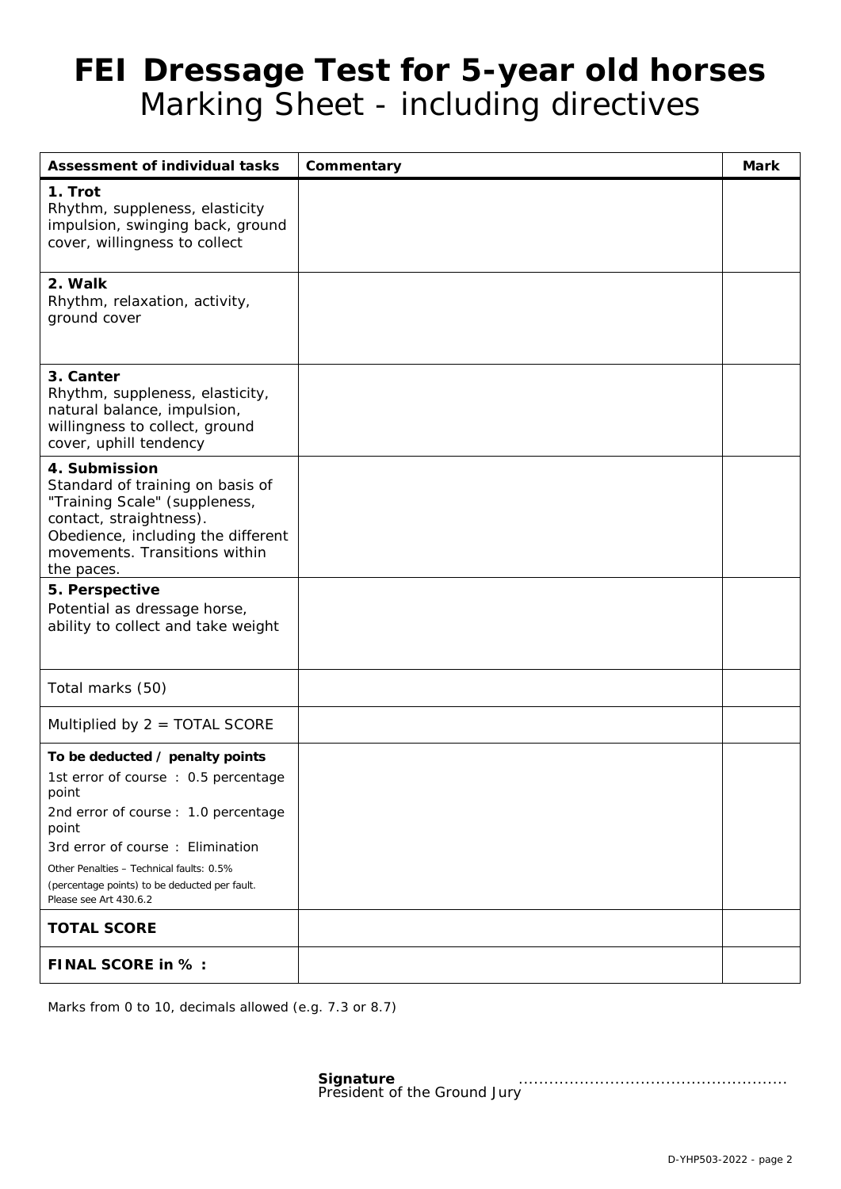# FEI Dressage Test for 5-year old horses

## Marking Sheet - including directives

| Assessment of individual tasks | Commentary | Mark |
|---|---|---|
| **1. Trot**<br>Rhythm, suppleness, elasticity impulsion, swinging back, ground cover, willingness to collect | | |
| **2. Walk**<br>Rhythm, relaxation, activity, ground cover | | |
| **3. Canter**<br>Rhythm, suppleness, elasticity, natural balance, impulsion, willingness to collect, ground cover, uphill tendency | | |
| **4. Submission**<br>Standard of training on basis of "Training Scale" (suppleness, contact, straightness).<br>Obedience, including the different movements. Transitions within the paces. | | |
| **5. Perspective**<br>Potential as dressage horse, ability to collect and take weight | | |
| Total marks (50) | | |
| Multiplied by 2 = TOTAL SCORE | | |
| **To be deducted / penalty points**<br>1st error of course : 0.5 percentage point<br>2nd error of course : 1.0 percentage point<br>3rd error of course : Elimination<br>Other Penalties – Technical faults: 0.5% (percentage points) to be deducted per fault. Please see Art 430.6.2 | | |
| **TOTAL SCORE** | | |
| **FINAL SCORE in % :** | | |

Marks from 0 to 10, decimals allowed (e.g. 7.3 or 8.7)

**Signature** ....................................................
President of the Ground Jury